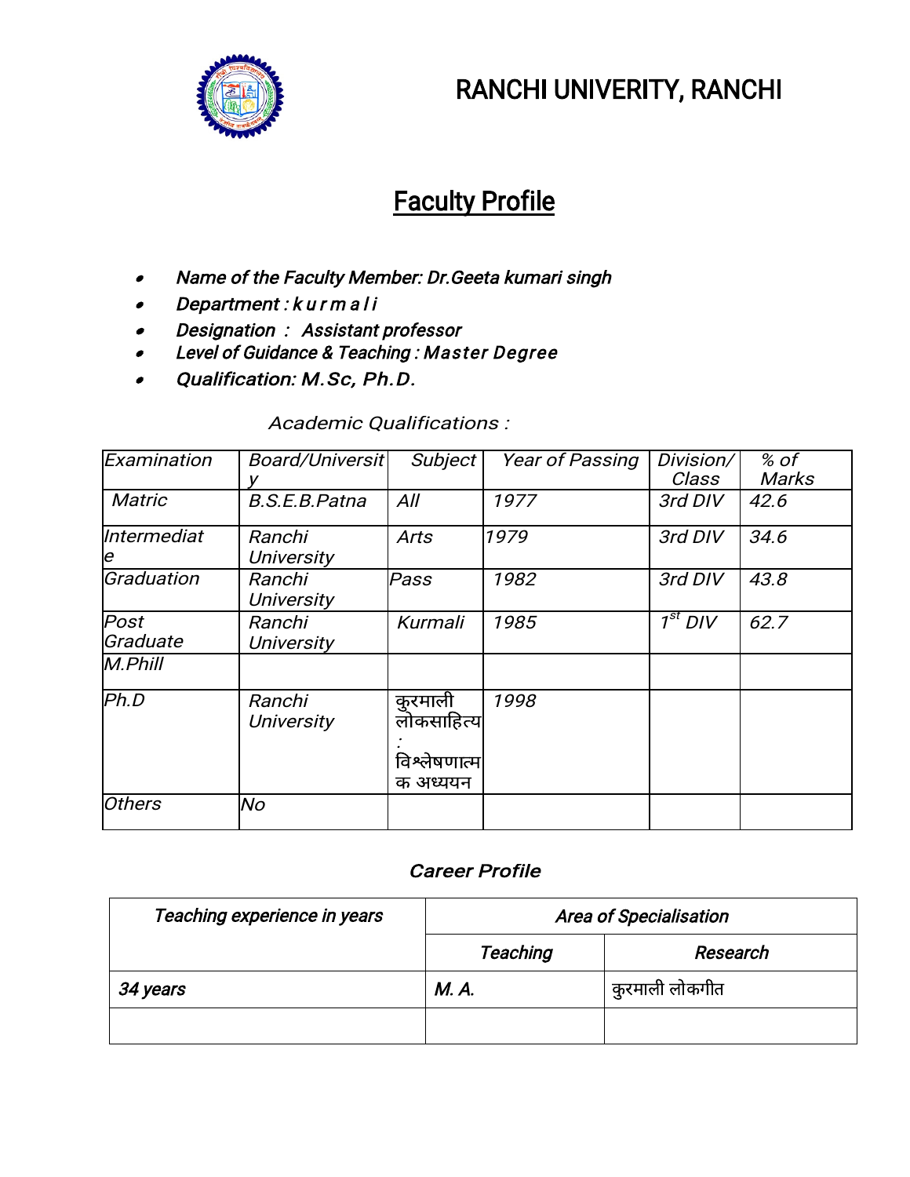# RANCHI UNIVERITY, RANCHI

## Faculty Profile

- *Name of the Faculty Member: Dr.Geeta kumari singh*
- *Department : k u r m a l i*
- *Designation : Assistant professor*
- *Level of Guidance & Teaching : Master Degree*
- *Qualification: M.Sc, Ph.D.*

*Academic Qualifications :*

| Examination | Board/University | Subject | Year of Passing | Division/ Class | % of Marks |
|---|---|---|---|---|---|
| Matric | B.S.E.B.Patna | All | 1977 | 3rd DIV | 42.6 |
| Intermediate | Ranchi University | Arts | 1979 | 3rd DIV | 34.6 |
| Graduation | Ranchi University | Pass | 1982 | 3rd DIV | 43.8 |
| Post Graduate | Ranchi University | Kurmali | 1985 | 1st DIV | 62.7 |
| M.Phill | | | | | |
| Ph.D | Ranchi University | कुरमाली लोकसाहित्य : विश्लेषणात्मक अध्ययन | 1998 | | |
| Others | No | | | | |

### Career Profile

| Teaching experience in years | Area of Specialisation | |
|---|---|---|
| | Teaching | Research |
| 34 years | M. A. | कुरमाली लोकगीत |
| | | |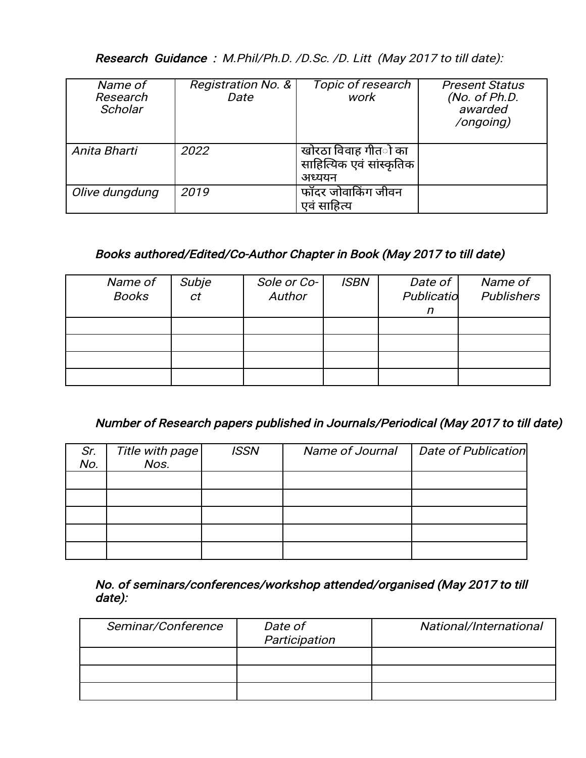***Research Guidance :*** *M.Phil/Ph.D. /D.Sc. /D. Litt (May 2017 to till date):*

| Name of Research Scholar | Registration No. & Date | Topic of research work | Present Status (No. of Ph.D. awarded /ongoing) |
|---|---|---|---|
| Anita Bharti | 2022 | खोरठा विवाह गीतों का साहित्यिक एवं सांस्कृतिक अध्ययन | |
| Olive dungdung | 2019 | फॉदर जोवाकिंग जीवन एवं साहित्य | |

***Books authored/Edited/Co-Author Chapter in Book (May 2017 to till date)***

| Name of Books | Subject | Sole or Co-Author | ISBN | Date of Publication | Name of Publishers |
|---|---|---|---|---|---|
| | | | | | |
| | | | | | |
| | | | | | |
| | | | | | |

***Number of Research papers published in Journals/Periodical (May 2017 to till date)***

| Sr. No. | Title with page Nos. | ISSN | Name of Journal | Date of Publication |
|---|---|---|---|---|
| | | | | |
| | | | | |
| | | | | |
| | | | | |
| | | | | |

***No. of seminars/conferences/workshop attended/organised (May 2017 to till date):***

| Seminar/Conference | Date of Participation | National/International |
|---|---|---|
| | | |
| | | |
| | | |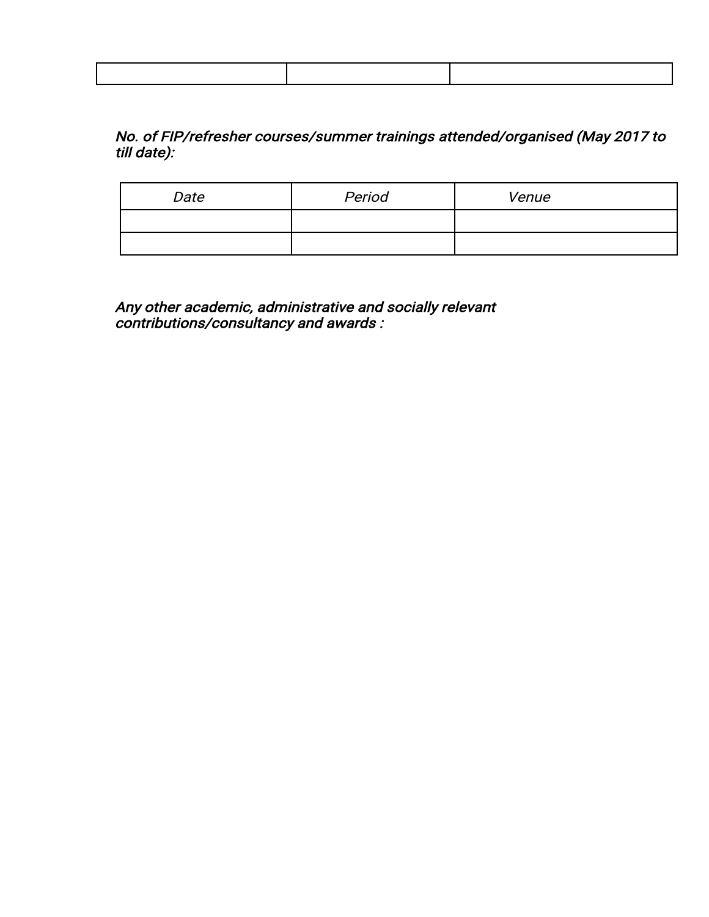| | | |
|---|---|---|
| | | |

***No. of FIP/refresher courses/summer trainings attended/organised (May 2017 to till date):***

| *Date* | *Period* | *Venue* |
|---|---|---|
| | | |
| | | |

***Any other academic, administrative and socially relevant contributions/consultancy and awards :***